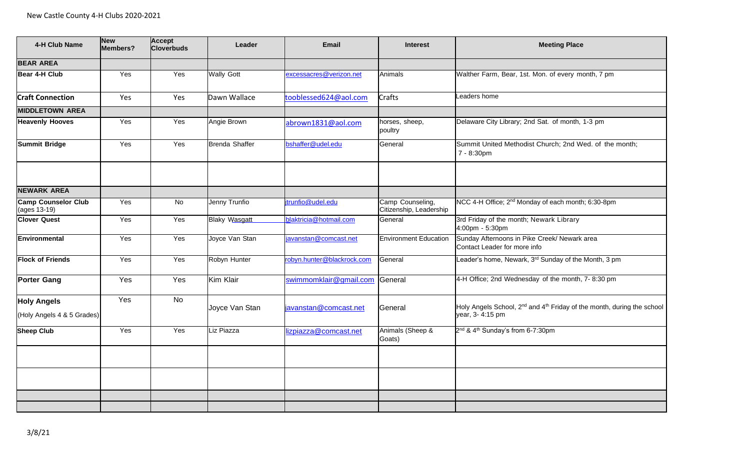New Castle County 4-H Clubs 2020-2021

| 4-H Club Name | New Members? | Accept Cloverbuds | Leader | Email | Interest | Meeting Place |
|---|---|---|---|---|---|---|
| **BEAR AREA** | | | | | | |
| **Bear 4-H Club** | Yes | Yes | Wally Gott | excessacres@verizon.net | Animals | Walther Farm, Bear, 1st. Mon. of every month, 7 pm |
| **Craft Connection** | Yes | Yes | Dawn Wallace | tooblessed624@aol.com | Crafts | Leaders home |
| **MIDDLETOWN AREA** | | | | | | |
| **Heavenly Hooves** | Yes | Yes | Angie Brown | abrown1831@aol.com | horses, sheep, poultry | Delaware City Library; 2nd Sat. of month, 1-3 pm |
| **Summit Bridge** | Yes | Yes | Brenda Shaffer | bshaffer@udel.edu | General | Summit United Methodist Church; 2nd Wed. of the month; 7 - 8:30pm |
| | | | | | | |
| **NEWARK AREA** | | | | | | |
| **Camp Counselor Club** (ages 13-19) | Yes | No | Jenny Trunfio | jtrunfio@udel.edu | Camp Counseling, Citizenship, Leadership | NCC 4-H Office; 2nd Monday of each month; 6:30-8pm |
| **Clover Quest** | Yes | Yes | Blaky Wasgatt | blaktricia@hotmail.com | General | 3rd Friday of the month; Newark Library 4:00pm - 5:30pm |
| **Environmental** | Yes | Yes | Joyce Van Stan | javanstan@comcast.net | Environment Education | Sunday Afternoons in Pike Creek/ Newark area Contact Leader for more info |
| **Flock of Friends** | Yes | Yes | Robyn Hunter | robyn.hunter@blackrock.com | General | Leader's home, Newark, 3rd Sunday of the Month, 3 pm |
| **Porter Gang** | Yes | Yes | Kim Klair | swimmomklair@gmail.com | General | 4-H Office; 2nd Wednesday of the month, 7- 8:30 pm |
| **Holy Angels** (Holy Angels 4 & 5 Grades) | Yes | No | Joyce Van Stan | javanstan@comcast.net | General | Holy Angels School, 2nd and 4th Friday of the month, during the school year, 3- 4:15 pm |
| **Sheep Club** | Yes | Yes | Liz Piazza | lizpiazza@comcast.net | Animals (Sheep & Goats) | 2nd & 4th Sunday's from 6-7:30pm |
| | | | | | | |
| | | | | | | |
| | | | | | | |
| | | | | | | |

3/8/21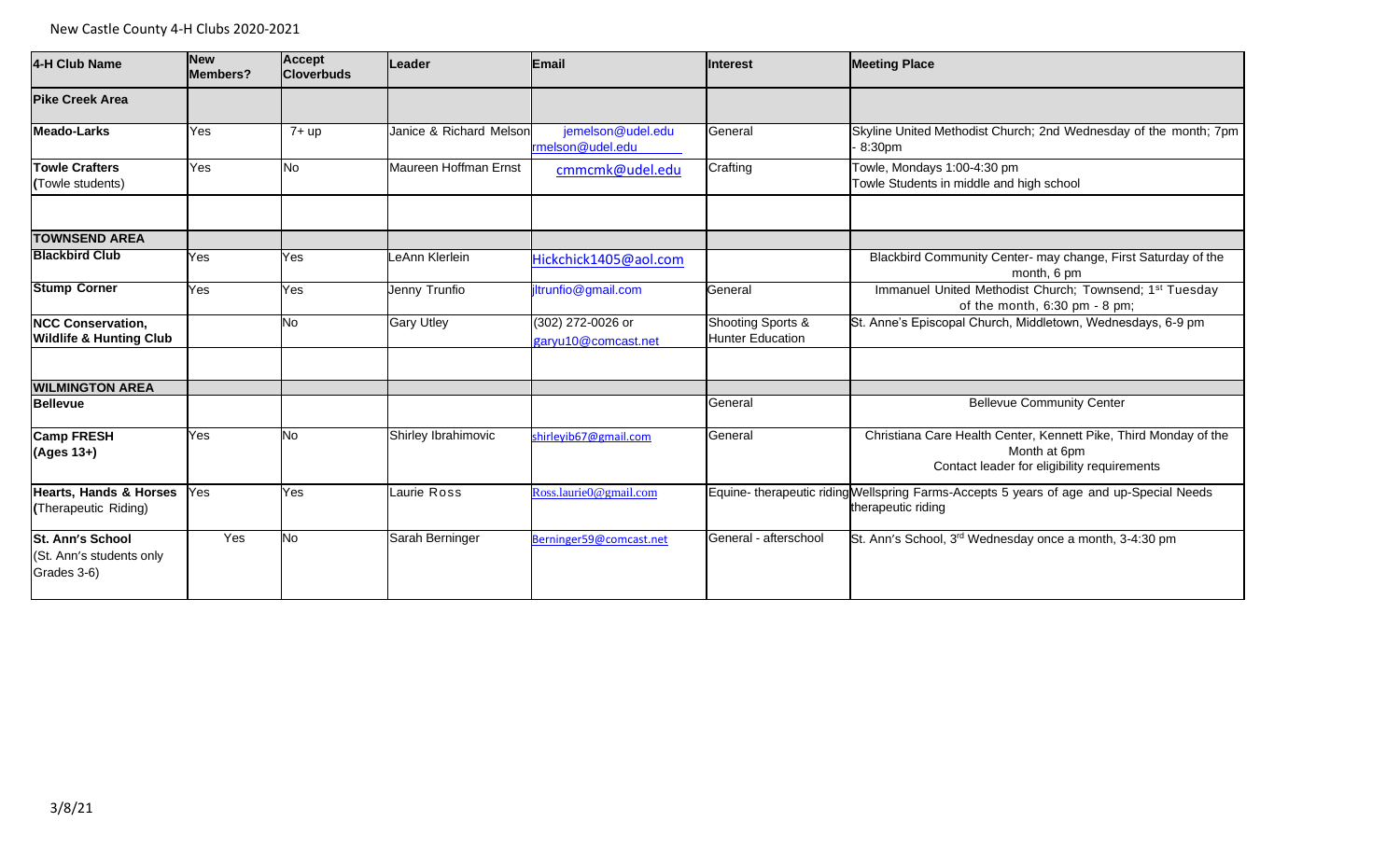New Castle County 4-H Clubs 2020-2021

| 4-H Club Name | New Members? | Accept Cloverbuds | Leader | Email | Interest | Meeting Place |
|---|---|---|---|---|---|---|
| **Pike Creek Area** | | | | | | |
| **Meado-Larks** | Yes | 7+ up | Janice & Richard Melson | jemelson@udel.edu rmelson@udel.edu | General | Skyline United Methodist Church; 2nd Wednesday of the month; 7pm - 8:30pm |
| **Towle Crafters** (Towle students) | Yes | No | Maureen Hoffman Ernst | cmmcmk@udel.edu | Crafting | Towle, Mondays 1:00-4:30 pm Towle Students in middle and high school |
| | | | | | | |
| **TOWNSEND AREA** | | | | | | |
| **Blackbird Club** | Yes | Yes | LeAnn Klerlein | Hickchick1405@aol.com | | Blackbird Community Center- may change, First Saturday of the month, 6 pm |
| **Stump Corner** | Yes | Yes | Jenny Trunfio | jltrunfio@gmail.com | General | Immanuel United Methodist Church; Townsend; 1st Tuesday of the month, 6:30 pm - 8 pm; |
| **NCC Conservation, Wildlife & Hunting Club** | | No | Gary Utley | (302) 272-0026 or garyu10@comcast.net | Shooting Sports & Hunter Education | St. Anne's Episcopal Church, Middletown, Wednesdays, 6-9 pm |
| | | | | | | |
| **WILMINGTON AREA** | | | | | | |
| **Bellevue** | | | | | General | Bellevue Community Center |
| **Camp FRESH (Ages 13+)** | Yes | No | Shirley Ibrahimovic | shirleyib67@gmail.com | General | Christiana Care Health Center, Kennett Pike, Third Monday of the Month at 6pm Contact leader for eligibility requirements |
| **Hearts, Hands & Horses** (Therapeutic Riding) | Yes | Yes | Laurie Ross | Ross.laurie0@gmail.com | Equine- therapeutic riding | Wellspring Farms-Accepts 5 years of age and up-Special Needs therapeutic riding |
| **St. Ann's School** (St. Ann's students only Grades 3-6) | Yes | No | Sarah Berninger | Berninger59@comcast.net | General - afterschool | St. Ann's School, 3rd Wednesday once a month, 3-4:30 pm |

3/8/21